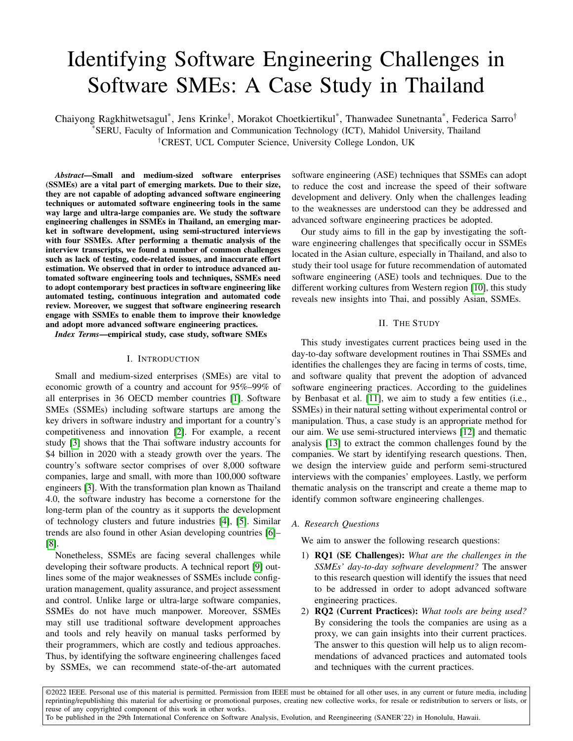# Identifying Software Engineering Challenges in Software SMEs: A Case Study in Thailand

Chaiyong Ragkhitwetsagul*, Jens Krinke†, Morakot Choetkiertikul*, Thanwadee Sunetnanta*, Federica Sarro†

*SERU, Faculty of Information and Communication Technology (ICT), Mahidol University, Thailand

†CREST, UCL Computer Science, University College London, UK

***Abstract*—Small and medium-sized software enterprises (SSMEs) are a vital part of emerging markets. Due to their size, they are not capable of adopting advanced software engineering techniques or automated software engineering tools in the same way large and ultra-large companies are. We study the software engineering challenges in SSMEs in Thailand, an emerging market in software development, using semi-structured interviews with four SSMEs. After performing a thematic analysis of the interview transcripts, we found a number of common challenges such as lack of testing, code-related issues, and inaccurate effort estimation. We observed that in order to introduce advanced automated software engineering tools and techniques, SSMEs need to adopt contemporary best practices in software engineering like automated testing, continuous integration and automated code review. Moreover, we suggest that software engineering research engage with SSMEs to enable them to improve their knowledge and adopt more advanced software engineering practices.**

***Index Terms*—empirical study, case study, software SMEs**

## I. Introduction

Small and medium-sized enterprises (SMEs) are vital to economic growth of a country and account for 95%–99% of all enterprises in 36 OECD member countries [1]. Software SMEs (SSMEs) including software startups are among the key drivers in software industry and important for a country's competitiveness and innovation [2]. For example, a recent study [3] shows that the Thai software industry accounts for $4 billion in 2020 with a steady growth over the years. The country's software sector comprises of over 8,000 software companies, large and small, with more than 100,000 software engineers [3]. With the transformation plan known as Thailand 4.0, the software industry has become a cornerstone for the long-term plan of the country as it supports the development of technology clusters and future industries [4], [5]. Similar trends are also found in other Asian developing countries [6]–[8].

Nonetheless, SSMEs are facing several challenges while developing their software products. A technical report [9] outlines some of the major weaknesses of SSMEs include configuration management, quality assurance, and project assessment and control. Unlike large or ultra-large software companies, SSMEs do not have much manpower. Moreover, SSMEs may still use traditional software development approaches and tools and rely heavily on manual tasks performed by their programmers, which are costly and tedious approaches. Thus, by identifying the software engineering challenges faced by SSMEs, we can recommend state-of-the-art automated software engineering (ASE) techniques that SSMEs can adopt to reduce the cost and increase the speed of their software development and delivery. Only when the challenges leading to the weaknesses are understood can they be addressed and advanced software engineering practices be adopted.

Our study aims to fill in the gap by investigating the software engineering challenges that specifically occur in SSMEs located in the Asian culture, especially in Thailand, and also to study their tool usage for future recommendation of automated software engineering (ASE) tools and techniques. Due to the different working cultures from Western region [10], this study reveals new insights into Thai, and possibly Asian, SSMEs.

## II. The Study

This study investigates current practices being used in the day-to-day software development routines in Thai SSMEs and identifies the challenges they are facing in terms of costs, time, and software quality that prevent the adoption of advanced software engineering practices. According to the guidelines by Benbasat et al. [11], we aim to study a few entities (i.e., SSMEs) in their natural setting without experimental control or manipulation. Thus, a case study is an appropriate method for our aim. We use semi-structured interviews [12] and thematic analysis [13] to extract the common challenges found by the companies. We start by identifying research questions. Then, we design the interview guide and perform semi-structured interviews with the companies' employees. Lastly, we perform thematic analysis on the transcript and create a theme map to identify common software engineering challenges.

### A. Research Questions

We aim to answer the following research questions:

1) **RQ1 (SE Challenges):** *What are the challenges in the SSMEs' day-to-day software development?* The answer to this research question will identify the issues that need to be addressed in order to adopt advanced software engineering practices.
2) **RQ2 (Current Practices):** *What tools are being used?* By considering the tools the companies are using as a proxy, we can gain insights into their current practices. The answer to this question will help us to align recommendations of advanced practices and automated tools and techniques with the current practices.

©2022 IEEE. Personal use of this material is permitted. Permission from IEEE must be obtained for all other uses, in any current or future media, including reprinting/republishing this material for advertising or promotional purposes, creating new collective works, for resale or redistribution to servers or lists, or reuse of any copyrighted component of this work in other works.
To be published in the 29th International Conference on Software Analysis, Evolution, and Reengineering (SANER'22) in Honolulu, Hawaii.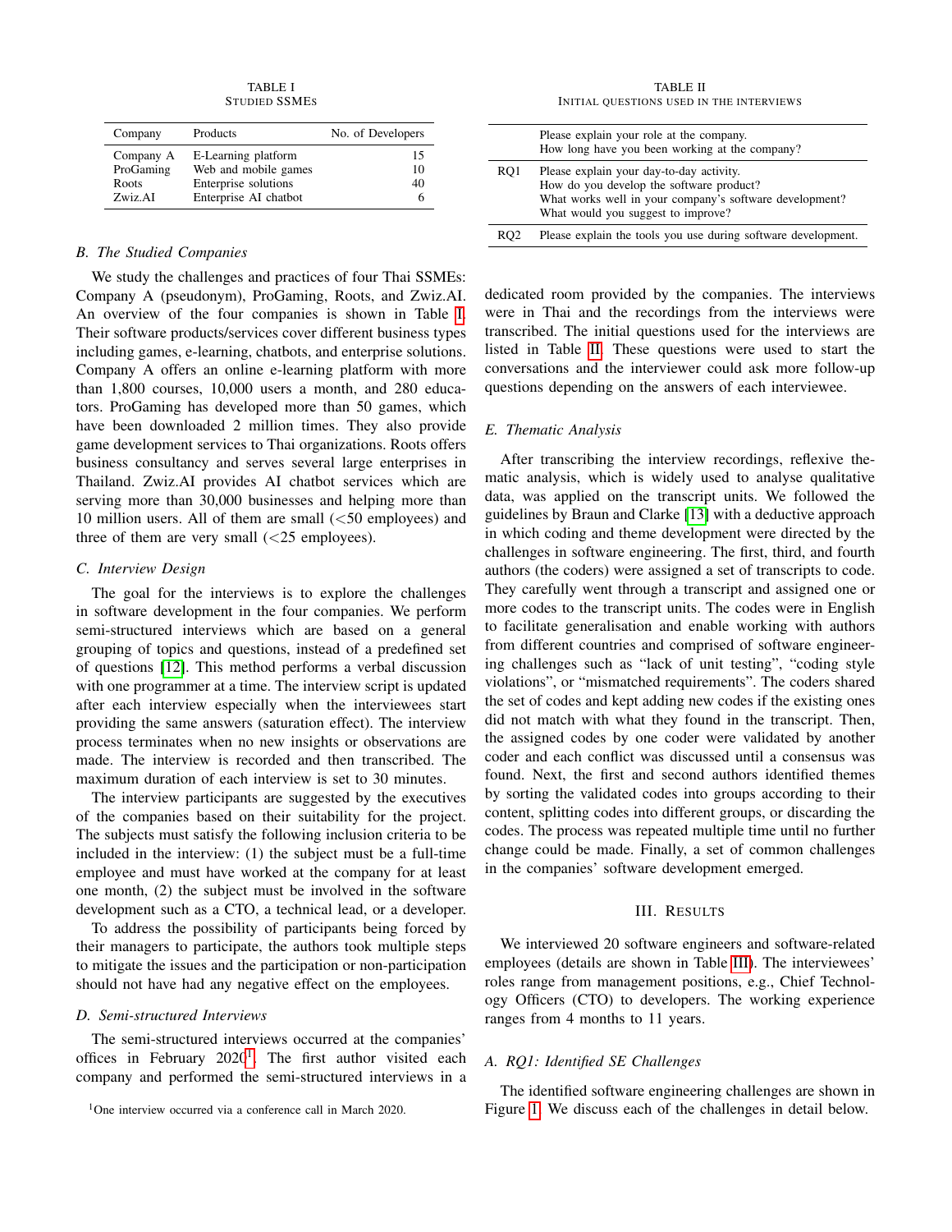TABLE I
STUDIED SSMEs

| Company | Products | No. of Developers |
| --- | --- | --- |
| Company A | E-Learning platform | 15 |
| ProGaming | Web and mobile games | 10 |
| Roots | Enterprise solutions | 40 |
| Zwiz.AI | Enterprise AI chatbot | 6 |

### B. The Studied Companies

We study the challenges and practices of four Thai SSMEs: Company A (pseudonym), ProGaming, Roots, and Zwiz.AI. An overview of the four companies is shown in Table I. Their software products/services cover different business types including games, e-learning, chatbots, and enterprise solutions. Company A offers an online e-learning platform with more than 1,800 courses, 10,000 users a month, and 280 educators. ProGaming has developed more than 50 games, which have been downloaded 2 million times. They also provide game development services to Thai organizations. Roots offers business consultancy and serves several large enterprises in Thailand. Zwiz.AI provides AI chatbot services which are serving more than 30,000 businesses and helping more than 10 million users. All of them are small (<50 employees) and three of them are very small (<25 employees).

### C. Interview Design

The goal for the interviews is to explore the challenges in software development in the four companies. We perform semi-structured interviews which are based on a general grouping of topics and questions, instead of a predefined set of questions [12]. This method performs a verbal discussion with one programmer at a time. The interview script is updated after each interview especially when the interviewees start providing the same answers (saturation effect). The interview process terminates when no new insights or observations are made. The interview is recorded and then transcribed. The maximum duration of each interview is set to 30 minutes.

The interview participants are suggested by the executives of the companies based on their suitability for the project. The subjects must satisfy the following inclusion criteria to be included in the interview: (1) the subject must be a full-time employee and must have worked at the company for at least one month, (2) the subject must be involved in the software development such as a CTO, a technical lead, or a developer.

To address the possibility of participants being forced by their managers to participate, the authors took multiple steps to mitigate the issues and the participation or non-participation should not have had any negative effect on the employees.

### D. Semi-structured Interviews

The semi-structured interviews occurred at the companies' offices in February 2020[1]. The first author visited each company and performed the semi-structured interviews in a dedicated room provided by the companies. The interviews were in Thai and the recordings from the interviews were transcribed. The initial questions used for the interviews are listed in Table II. These questions were used to start the conversations and the interviewer could ask more follow-up questions depending on the answers of each interviewee.

[1]One interview occurred via a conference call in March 2020.

TABLE II
INITIAL QUESTIONS USED IN THE INTERVIEWS

| | |
| --- | --- |
| | Please explain your role at the company.<br>How long have you been working at the company? |
| RQ1 | Please explain your day-to-day activity.<br>How do you develop the software product?<br>What works well in your company's software development?<br>What would you suggest to improve? |
| RQ2 | Please explain the tools you use during software development. |

### E. Thematic Analysis

After transcribing the interview recordings, reflexive thematic analysis, which is widely used to analyse qualitative data, was applied on the transcript units. We followed the guidelines by Braun and Clarke [13] with a deductive approach in which coding and theme development were directed by the challenges in software engineering. The first, third, and fourth authors (the coders) were assigned a set of transcripts to code. They carefully went through a transcript and assigned one or more codes to the transcript units. The codes were in English to facilitate generalisation and enable working with authors from different countries and comprised of software engineering challenges such as "lack of unit testing", "coding style violations", or "mismatched requirements". The coders shared the set of codes and kept adding new codes if the existing ones did not match with what they found in the transcript. Then, the assigned codes by one coder were validated by another coder and each conflict was discussed until a consensus was found. Next, the first and second authors identified themes by sorting the validated codes into groups according to their content, splitting codes into different groups, or discarding the codes. The process was repeated multiple time until no further change could be made. Finally, a set of common challenges in the companies' software development emerged.

## III. Results

We interviewed 20 software engineers and software-related employees (details are shown in Table III). The interviewees' roles range from management positions, e.g., Chief Technology Officers (CTO) to developers. The working experience ranges from 4 months to 11 years.

### A. RQ1: Identified SE Challenges

The identified software engineering challenges are shown in Figure 1. We discuss each of the challenges in detail below.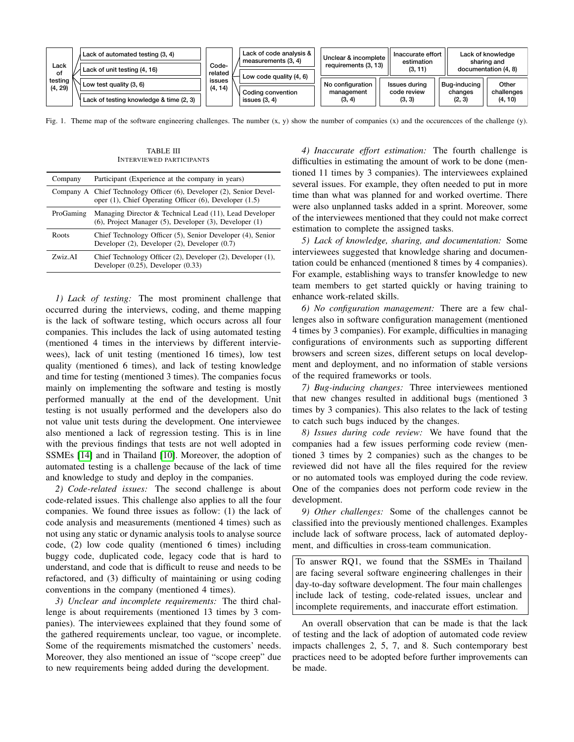| Lack of testing (4, 29) | Code-related issues (4, 14) | Unclear & incomplete requirements (3, 13) | Inaccurate effort estimation (3, 11) | Lack of knowledge sharing and documentation (4, 8) |
|---|---|---|---|---|
| Lack of automated testing (3, 4) | Lack of code analysis & measurements (3, 4) | No configuration management (3, 4) | Issues during code review (3, 3) | Bug-inducing changes (2, 3) |
| Lack of unit testing (4, 16) | Low code quality (4, 6) | | | Other challenges (4, 10) |
| Low test quality (3, 6) | Coding convention issues (3, 4) | | | |
| Lack of testing knowledge & time (2, 3) | | | | |

Fig. 1. Theme map of the software engineering challenges. The number (x, y) show the number of companies (x) and the occurencces of the challenge (y).

TABLE III
INTERVIEWED PARTICIPANTS

| Company | Participant (Experience at the company in years) |
|---|---|
| Company A | Chief Technology Officer (6), Developer (2), Senior Developer (1), Chief Operating Officer (6), Developer (1.5) |
| ProGaming | Managing Director & Technical Lead (11), Lead Developer (6), Project Manager (5), Developer (3), Developer (1) |
| Roots | Chief Technology Officer (5), Senior Developer (4), Senior Developer (2), Developer (2), Developer (0.7) |
| Zwiz.AI | Chief Technology Officer (2), Developer (2), Developer (1), Developer (0.25), Developer (0.33) |

*1) Lack of testing:* The most prominent challenge that occurred during the interviews, coding, and theme mapping is the lack of software testing, which occurs across all four companies. This includes the lack of using automated testing (mentioned 4 times in the interviews by different interviewees), lack of unit testing (mentioned 16 times), low test quality (mentioned 6 times), and lack of testing knowledge and time for testing (mentioned 3 times). The companies focus mainly on implementing the software and testing is mostly performed manually at the end of the development. Unit testing is not usually performed and the developers also do not value unit tests during the development. One interviewee also mentioned a lack of regression testing. This is in line with the previous findings that tests are not well adopted in SSMEs [14] and in Thailand [10]. Moreover, the adoption of automated testing is a challenge because of the lack of time and knowledge to study and deploy in the companies.

*2) Code-related issues:* The second challenge is about code-related issues. This challenge also applies to all the four companies. We found three issues as follow: (1) the lack of code analysis and measurements (mentioned 4 times) such as not using any static or dynamic analysis tools to analyse source code, (2) low code quality (mentioned 6 times) including buggy code, duplicated code, legacy code that is hard to understand, and code that is difficult to reuse and needs to be refactored, and (3) difficulty of maintaining or using coding conventions in the company (mentioned 4 times).

*3) Unclear and incomplete requirements:* The third challenge is about requirements (mentioned 13 times by 3 companies). The interviewees explained that they found some of the gathered requirements unclear, too vague, or incomplete. Some of the requirements mismatched the customers' needs. Moreover, they also mentioned an issue of "scope creep" due to new requirements being added during the development.

*4) Inaccurate effort estimation:* The fourth challenge is difficulties in estimating the amount of work to be done (mentioned 11 times by 3 companies). The interviewees explained several issues. For example, they often needed to put in more time than what was planned for and worked overtime. There were also unplanned tasks added in a sprint. Moreover, some of the interviewees mentioned that they could not make correct estimation to complete the assigned tasks.

*5) Lack of knowledge, sharing, and documentation:* Some interviewees suggested that knowledge sharing and documentation could be enhanced (mentioned 8 times by 4 companies). For example, establishing ways to transfer knowledge to new team members to get started quickly or having training to enhance work-related skills.

*6) No configuration management:* There are a few challenges also in software configuration management (mentioned 4 times by 3 companies). For example, difficulties in managing configurations of environments such as supporting different browsers and screen sizes, different setups on local development and deployment, and no information of stable versions of the required frameworks or tools.

*7) Bug-inducing changes:* Three interviewees mentioned that new changes resulted in additional bugs (mentioned 3 times by 3 companies). This also relates to the lack of testing to catch such bugs induced by the changes.

*8) Issues during code review:* We have found that the companies had a few issues performing code review (mentioned 3 times by 2 companies) such as the changes to be reviewed did not have all the files required for the review or no automated tools was employed during the code review. One of the companies does not perform code review in the development.

*9) Other challenges:* Some of the challenges cannot be classified into the previously mentioned challenges. Examples include lack of software process, lack of automated deployment, and difficulties in cross-team communication.

> To answer RQ1, we found that the SSMEs in Thailand are facing several software engineering challenges in their day-to-day software development. The four main challenges include lack of testing, code-related issues, unclear and incomplete requirements, and inaccurate effort estimation.

An overall observation that can be made is that the lack of testing and the lack of adoption of automated code review impacts challenges 2, 5, 7, and 8. Such contemporary best practices need to be adopted before further improvements can be made.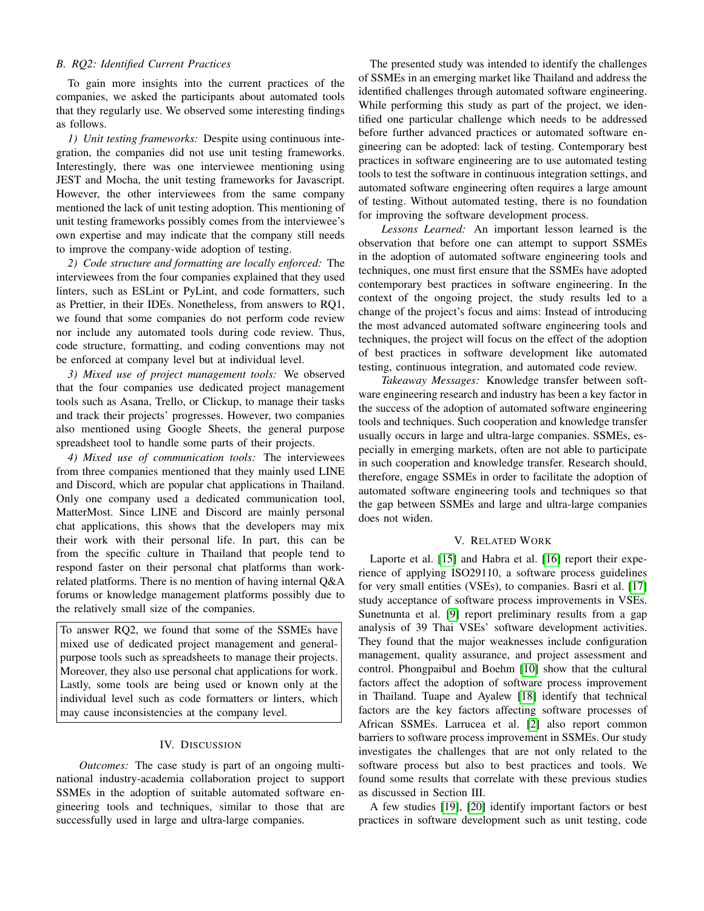### B. RQ2: Identified Current Practices

To gain more insights into the current practices of the companies, we asked the participants about automated tools that they regularly use. We observed some interesting findings as follows.

*1) Unit testing frameworks:* Despite using continuous integration, the companies did not use unit testing frameworks. Interestingly, there was one interviewee mentioning using JEST and Mocha, the unit testing frameworks for Javascript. However, the other interviewees from the same company mentioned the lack of unit testing adoption. This mentioning of unit testing frameworks possibly comes from the interviewee's own expertise and may indicate that the company still needs to improve the company-wide adoption of testing.

*2) Code structure and formatting are locally enforced:* The interviewees from the four companies explained that they used linters, such as ESLint or PyLint, and code formatters, such as Prettier, in their IDEs. Nonetheless, from answers to RQ1, we found that some companies do not perform code review nor include any automated tools during code review. Thus, code structure, formatting, and coding conventions may not be enforced at company level but at individual level.

*3) Mixed use of project management tools:* We observed that the four companies use dedicated project management tools such as Asana, Trello, or Clickup, to manage their tasks and track their projects' progresses. However, two companies also mentioned using Google Sheets, the general purpose spreadsheet tool to handle some parts of their projects.

*4) Mixed use of communication tools:* The interviewees from three companies mentioned that they mainly used LINE and Discord, which are popular chat applications in Thailand. Only one company used a dedicated communication tool, MatterMost. Since LINE and Discord are mainly personal chat applications, this shows that the developers may mix their work with their personal life. In part, this can be from the specific culture in Thailand that people tend to respond faster on their personal chat platforms than work-related platforms. There is no mention of having internal Q&A forums or knowledge management platforms possibly due to the relatively small size of the companies.

> To answer RQ2, we found that some of the SSMEs have mixed use of dedicated project management and general-purpose tools such as spreadsheets to manage their projects. Moreover, they also use personal chat applications for work. Lastly, some tools are being used or known only at the individual level such as code formatters or linters, which may cause inconsistencies at the company level.

## IV. Discussion

*Outcomes:* The case study is part of an ongoing multi-national industry-academia collaboration project to support SSMEs in the adoption of suitable automated software engineering tools and techniques, similar to those that are successfully used in large and ultra-large companies.

The presented study was intended to identify the challenges of SSMEs in an emerging market like Thailand and address the identified challenges through automated software engineering. While performing this study as part of the project, we identified one particular challenge which needs to be addressed before further advanced practices or automated software engineering can be adopted: lack of testing. Contemporary best practices in software engineering are to use automated testing tools to test the software in continuous integration settings, and automated software engineering often requires a large amount of testing. Without automated testing, there is no foundation for improving the software development process.

*Lessons Learned:* An important lesson learned is the observation that before one can attempt to support SSMEs in the adoption of automated software engineering tools and techniques, one must first ensure that the SSMEs have adopted contemporary best practices in software engineering. In the context of the ongoing project, the study results led to a change of the project's focus and aims: Instead of introducing the most advanced automated software engineering tools and techniques, the project will focus on the effect of the adoption of best practices in software development like automated testing, continuous integration, and automated code review.

*Takeaway Messages:* Knowledge transfer between software engineering research and industry has been a key factor in the success of the adoption of automated software engineering tools and techniques. Such cooperation and knowledge transfer usually occurs in large and ultra-large companies. SSMEs, especially in emerging markets, often are not able to participate in such cooperation and knowledge transfer. Research should, therefore, engage SSMEs in order to facilitate the adoption of automated software engineering tools and techniques so that the gap between SSMEs and large and ultra-large companies does not widen.

## V. Related Work

Laporte et al. [15] and Habra et al. [16] report their experience of applying ISO29110, a software process guidelines for very small entities (VSEs), to companies. Basri et al. [17] study acceptance of software process improvements in VSEs. Sunetnunta et al. [9] report preliminary results from a gap analysis of 39 Thai VSEs' software development activities. They found that the major weaknesses include configuration management, quality assurance, and project assessment and control. Phongpaibul and Boehm [10] show that the cultural factors affect the adoption of software process improvement in Thailand. Tuape and Ayalew [18] identify that technical factors are the key factors affecting software processes of African SSMEs. Larrucea et al. [2] also report common barriers to software process improvement in SSMEs. Our study investigates the challenges that are not only related to the software process but also to best practices and tools. We found some results that correlate with these previous studies as discussed in Section III.

A few studies [19], [20] identify important factors or best practices in software development such as unit testing, code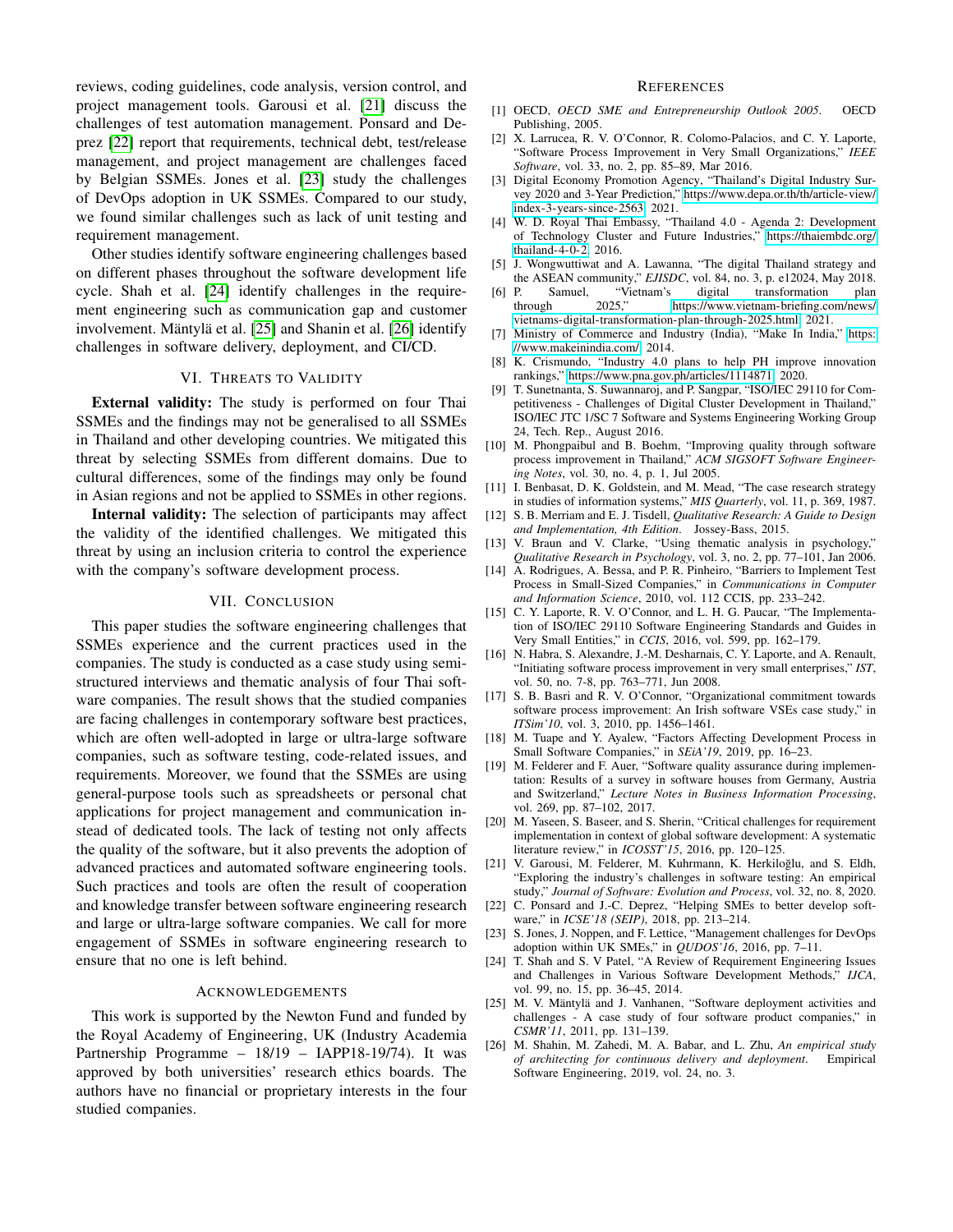reviews, coding guidelines, code analysis, version control, and project management tools. Garousi et al. [21] discuss the challenges of test automation management. Ponsard and Deprez [22] report that requirements, technical debt, test/release management, and project management are challenges faced by Belgian SSMEs. Jones et al. [23] study the challenges of DevOps adoption in UK SSMEs. Compared to our study, we found similar challenges such as lack of unit testing and requirement management.

Other studies identify software engineering challenges based on different phases throughout the software development life cycle. Shah et al. [24] identify challenges in the requirement engineering such as communication gap and customer involvement. Mäntylä et al. [25] and Shanin et al. [26] identify challenges in software delivery, deployment, and CI/CD.

## VI. Threats to Validity

**External validity:** The study is performed on four Thai SSMEs and the findings may not be generalised to all SSMEs in Thailand and other developing countries. We mitigated this threat by selecting SSMEs from different domains. Due to cultural differences, some of the findings may only be found in Asian regions and not be applied to SSMEs in other regions.

**Internal validity:** The selection of participants may affect the validity of the identified challenges. We mitigated this threat by using an inclusion criteria to control the experience with the company's software development process.

## VII. Conclusion

This paper studies the software engineering challenges that SSMEs experience and the current practices used in the companies. The study is conducted as a case study using semi-structured interviews and thematic analysis of four Thai software companies. The result shows that the studied companies are facing challenges in contemporary software best practices, which are often well-adopted in large or ultra-large software companies, such as software testing, code-related issues, and requirements. Moreover, we found that the SSMEs are using general-purpose tools such as spreadsheets or personal chat applications for project management and communication instead of dedicated tools. The lack of testing not only affects the quality of the software, but it also prevents the adoption of advanced practices and automated software engineering tools. Such practices and tools are often the result of cooperation and knowledge transfer between software engineering research and large or ultra-large software companies. We call for more engagement of SSMEs in software engineering research to ensure that no one is left behind.

## Acknowledgements

This work is supported by the Newton Fund and funded by the Royal Academy of Engineering, UK (Industry Academia Partnership Programme – 18/19 – IAPP18-19/74). It was approved by both universities' research ethics boards. The authors have no financial or proprietary interests in the four studied companies.

## References

[1] OECD, *OECD SME and Entrepreneurship Outlook 2005*. OECD Publishing, 2005.

[2] X. Larrucea, R. V. O'Connor, R. Colomo-Palacios, and C. Y. Laporte, "Software Process Improvement in Very Small Organizations," *IEEE Software*, vol. 33, no. 2, pp. 85–89, Mar 2016.

[3] Digital Economy Promotion Agency, "Thailand's Digital Industry Survey 2020 and 3-Year Prediction," https://www.depa.or.th/th/article-view/index-3-years-since-2563, 2021.

[4] W. D. Royal Thai Embassy, "Thailand 4.0 - Agenda 2: Development of Technology Cluster and Future Industries," https://thaiembdc.org/thailand-4-0-2, 2016.

[5] J. Wongwuttiwat and A. Lawanna, "The digital Thailand strategy and the ASEAN community," *EJISDC*, vol. 84, no. 3, p. e12024, May 2018.

[6] P. Samuel, "Vietnam's digital transformation plan through 2025," https://www.vietnam-briefing.com/news/vietnams-digital-transformation-plan-through-2025.html, 2021.

[7] Ministry of Commerce and Industry (India), "Make In India," https://www.makeinindia.com/, 2014.

[8] K. Crismundo, "Industry 4.0 plans to help PH improve innovation rankings," https://www.pna.gov.ph/articles/1114871, 2020.

[9] T. Sunetnanta, S. Suwannaroj, and P. Sangpar, "ISO/IEC 29110 for Competitiveness - Challenges of Digital Cluster Development in Thailand," ISO/IEC JTC 1/SC 7 Software and Systems Engineering Working Group 24, Tech. Rep., August 2016.

[10] M. Phongpaibul and B. Boehm, "Improving quality through software process improvement in Thailand," *ACM SIGSOFT Software Engineering Notes*, vol. 30, no. 4, p. 1, Jul 2005.

[11] I. Benbasat, D. K. Goldstein, and M. Mead, "The case research strategy in studies of information systems," *MIS Quarterly*, vol. 11, p. 369, 1987.

[12] S. B. Merriam and E. J. Tisdell, *Qualitative Research: A Guide to Design and Implementation, 4th Edition*. Jossey-Bass, 2015.

[13] V. Braun and V. Clarke, "Using thematic analysis in psychology," *Qualitative Research in Psychology*, vol. 3, no. 2, pp. 77–101, Jan 2006.

[14] A. Rodrigues, A. Bessa, and P. R. Pinheiro, "Barriers to Implement Test Process in Small-Sized Companies," in *Communications in Computer and Information Science*, 2010, vol. 112 CCIS, pp. 233–242.

[15] C. Y. Laporte, R. V. O'Connor, and L. H. G. Paucar, "The Implementation of ISO/IEC 29110 Software Engineering Standards and Guides in Very Small Entities," in *CCIS*, 2016, vol. 599, pp. 162–179.

[16] N. Habra, S. Alexandre, J.-M. Desharnais, C. Y. Laporte, and A. Renault, "Initiating software process improvement in very small enterprises," *IST*, vol. 50, no. 7-8, pp. 763–771, Jun 2008.

[17] S. B. Basri and R. V. O'Connor, "Organizational commitment towards software process improvement: An Irish software VSEs case study," in *ITSim'10*, vol. 3, 2010, pp. 1456–1461.

[18] M. Tuape and Y. Ayalew, "Factors Affecting Development Process in Small Software Companies," in *SEiA'19*, 2019, pp. 16–23.

[19] M. Felderer and F. Auer, "Software quality assurance during implementation: Results of a survey in software houses from Germany, Austria and Switzerland," *Lecture Notes in Business Information Processing*, vol. 269, pp. 87–102, 2017.

[20] M. Yaseen, S. Baseer, and S. Sherin, "Critical challenges for requirement implementation in context of global software development: A systematic literature review," in *ICOSST'15*, 2016, pp. 120–125.

[21] V. Garousi, M. Felderer, M. Kuhrmann, K. Herkiloğlu, and S. Eldh, "Exploring the industry's challenges in software testing: An empirical study," *Journal of Software: Evolution and Process*, vol. 32, no. 8, 2020.

[22] C. Ponsard and J.-C. Deprez, "Helping SMEs to better develop software," in *ICSE'18 (SEIP)*, 2018, pp. 213–214.

[23] S. Jones, J. Noppen, and F. Lettice, "Management challenges for DevOps adoption within UK SMEs," in *QUDOS'16*, 2016, pp. 7–11.

[24] T. Shah and S. V Patel, "A Review of Requirement Engineering Issues and Challenges in Various Software Development Methods," *IJCA*, vol. 99, no. 15, pp. 36–45, 2014.

[25] M. V. Mäntylä and J. Vanhanen, "Software deployment activities and challenges - A case study of four software product companies," in *CSMR'11*, 2011, pp. 131–139.

[26] M. Shahin, M. Zahedi, M. A. Babar, and L. Zhu, *An empirical study of architecting for continuous delivery and deployment*. Empirical Software Engineering, 2019, vol. 24, no. 3.